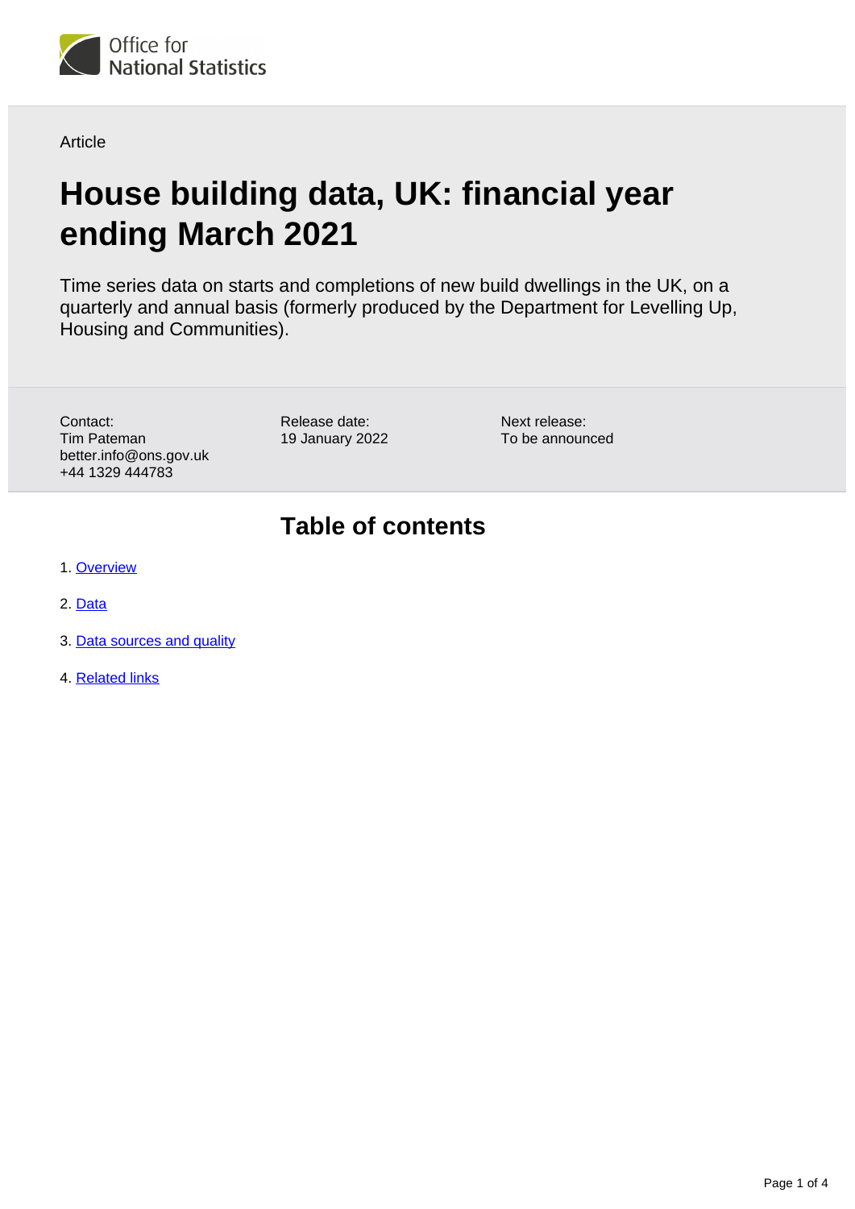Office for National Statistics

Article

# House building data, UK: financial year ending March 2021

Time series data on starts and completions of new build dwellings in the UK, on a quarterly and annual basis (formerly produced by the Department for Levelling Up, Housing and Communities).

Contact:
Tim Pateman
better.info@ons.gov.uk
+44 1329 444783

Release date:
19 January 2022

Next release:
To be announced

## Table of contents

1. Overview
2. Data
3. Data sources and quality
4. Related links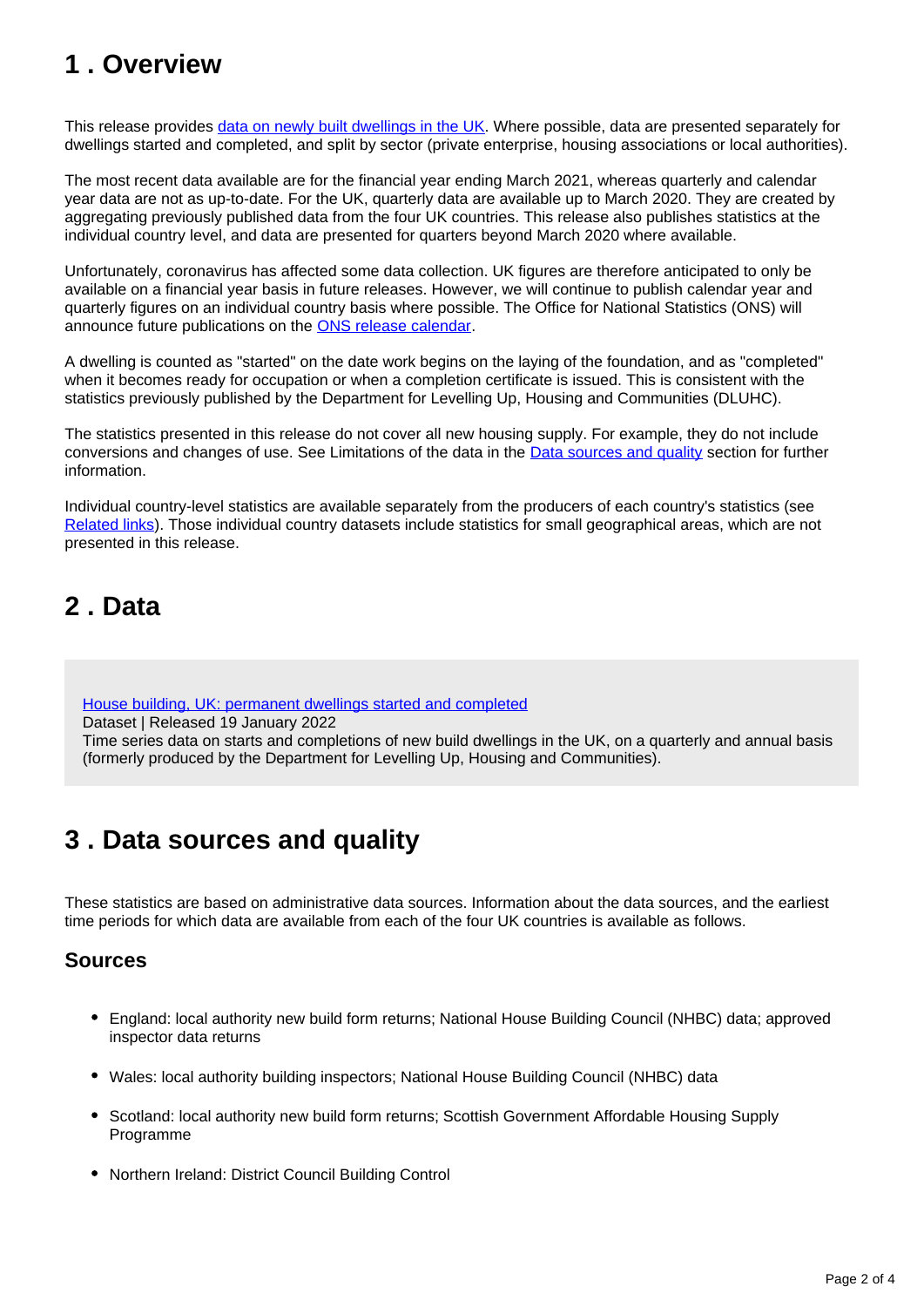## 1 . Overview

This release provides [data on newly built dwellings in the UK](). Where possible, data are presented separately for dwellings started and completed, and split by sector (private enterprise, housing associations or local authorities).

The most recent data available are for the financial year ending March 2021, whereas quarterly and calendar year data are not as up-to-date. For the UK, quarterly data are available up to March 2020. They are created by aggregating previously published data from the four UK countries. This release also publishes statistics at the individual country level, and data are presented for quarters beyond March 2020 where available.

Unfortunately, coronavirus has affected some data collection. UK figures are therefore anticipated to only be available on a financial year basis in future releases. However, we will continue to publish calendar year and quarterly figures on an individual country basis where possible. The Office for National Statistics (ONS) will announce future publications on the [ONS release calendar]().

A dwelling is counted as "started" on the date work begins on the laying of the foundation, and as "completed" when it becomes ready for occupation or when a completion certificate is issued. This is consistent with the statistics previously published by the Department for Levelling Up, Housing and Communities (DLUHC).

The statistics presented in this release do not cover all new housing supply. For example, they do not include conversions and changes of use. See Limitations of the data in the [Data sources and quality]() section for further information.

Individual country-level statistics are available separately from the producers of each country's statistics (see [Related links]()). Those individual country datasets include statistics for small geographical areas, which are not presented in this release.

## 2 . Data

[House building, UK: permanent dwellings started and completed]()
Dataset | Released 19 January 2022
Time series data on starts and completions of new build dwellings in the UK, on a quarterly and annual basis (formerly produced by the Department for Levelling Up, Housing and Communities).

## 3 . Data sources and quality

These statistics are based on administrative data sources. Information about the data sources, and the earliest time periods for which data are available from each of the four UK countries is available as follows.

### Sources

- England: local authority new build form returns; National House Building Council (NHBC) data; approved inspector data returns
- Wales: local authority building inspectors; National House Building Council (NHBC) data
- Scotland: local authority new build form returns; Scottish Government Affordable Housing Supply Programme
- Northern Ireland: District Council Building Control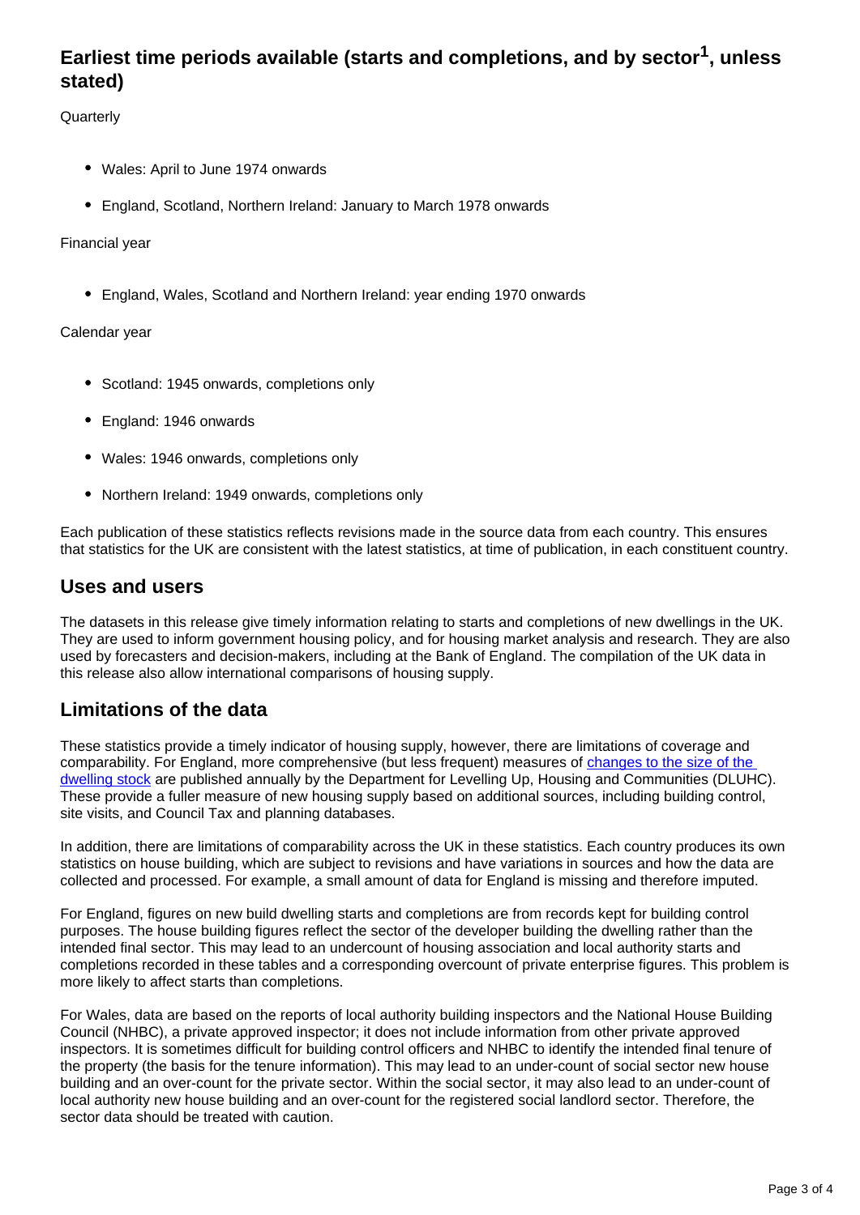## Earliest time periods available (starts and completions, and by sector[1], unless stated)

Quarterly

- Wales: April to June 1974 onwards
- England, Scotland, Northern Ireland: January to March 1978 onwards

Financial year

- England, Wales, Scotland and Northern Ireland: year ending 1970 onwards

Calendar year

- Scotland: 1945 onwards, completions only
- England: 1946 onwards
- Wales: 1946 onwards, completions only
- Northern Ireland: 1949 onwards, completions only

Each publication of these statistics reflects revisions made in the source data from each country. This ensures that statistics for the UK are consistent with the latest statistics, at time of publication, in each constituent country.

## Uses and users

The datasets in this release give timely information relating to starts and completions of new dwellings in the UK. They are used to inform government housing policy, and for housing market analysis and research. They are also used by forecasters and decision-makers, including at the Bank of England. The compilation of the UK data in this release also allow international comparisons of housing supply.

## Limitations of the data

These statistics provide a timely indicator of housing supply, however, there are limitations of coverage and comparability. For England, more comprehensive (but less frequent) measures of changes to the size of the dwelling stock are published annually by the Department for Levelling Up, Housing and Communities (DLUHC). These provide a fuller measure of new housing supply based on additional sources, including building control, site visits, and Council Tax and planning databases.

In addition, there are limitations of comparability across the UK in these statistics. Each country produces its own statistics on house building, which are subject to revisions and have variations in sources and how the data are collected and processed. For example, a small amount of data for England is missing and therefore imputed.

For England, figures on new build dwelling starts and completions are from records kept for building control purposes. The house building figures reflect the sector of the developer building the dwelling rather than the intended final sector. This may lead to an undercount of housing association and local authority starts and completions recorded in these tables and a corresponding overcount of private enterprise figures. This problem is more likely to affect starts than completions.

For Wales, data are based on the reports of local authority building inspectors and the National House Building Council (NHBC), a private approved inspector; it does not include information from other private approved inspectors. It is sometimes difficult for building control officers and NHBC to identify the intended final tenure of the property (the basis for the tenure information). This may lead to an under-count of social sector new house building and an over-count for the private sector. Within the social sector, it may also lead to an under-count of local authority new house building and an over-count for the registered social landlord sector. Therefore, the sector data should be treated with caution.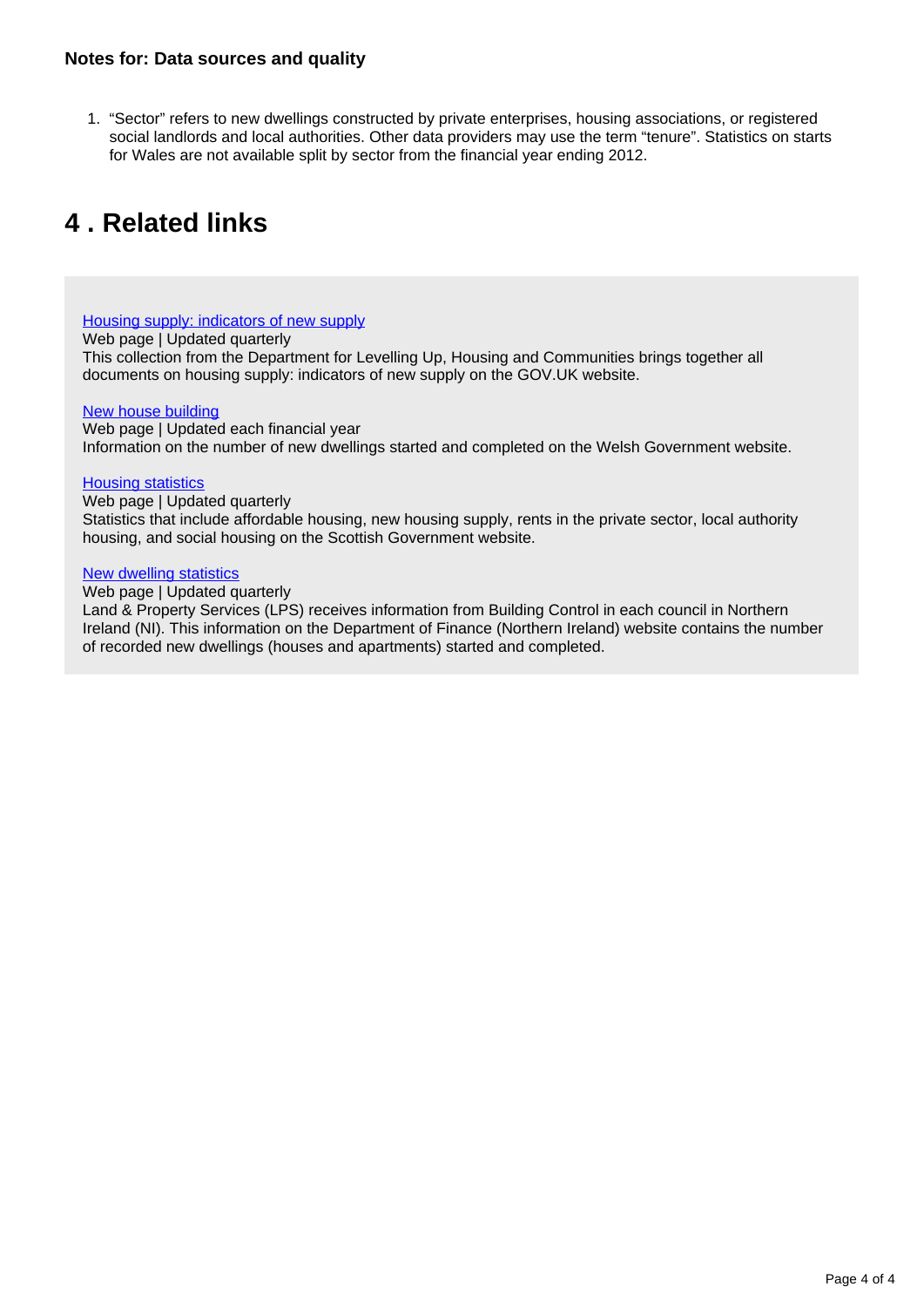**Notes for: Data sources and quality**

1. "Sector" refers to new dwellings constructed by private enterprises, housing associations, or registered social landlords and local authorities. Other data providers may use the term "tenure". Statistics on starts for Wales are not available split by sector from the financial year ending 2012.

## 4 . Related links

Housing supply: indicators of new supply
Web page | Updated quarterly
This collection from the Department for Levelling Up, Housing and Communities brings together all documents on housing supply: indicators of new supply on the GOV.UK website.

New house building
Web page | Updated each financial year
Information on the number of new dwellings started and completed on the Welsh Government website.

Housing statistics
Web page | Updated quarterly
Statistics that include affordable housing, new housing supply, rents in the private sector, local authority housing, and social housing on the Scottish Government website.

New dwelling statistics
Web page | Updated quarterly
Land & Property Services (LPS) receives information from Building Control in each council in Northern Ireland (NI). This information on the Department of Finance (Northern Ireland) website contains the number of recorded new dwellings (houses and apartments) started and completed.